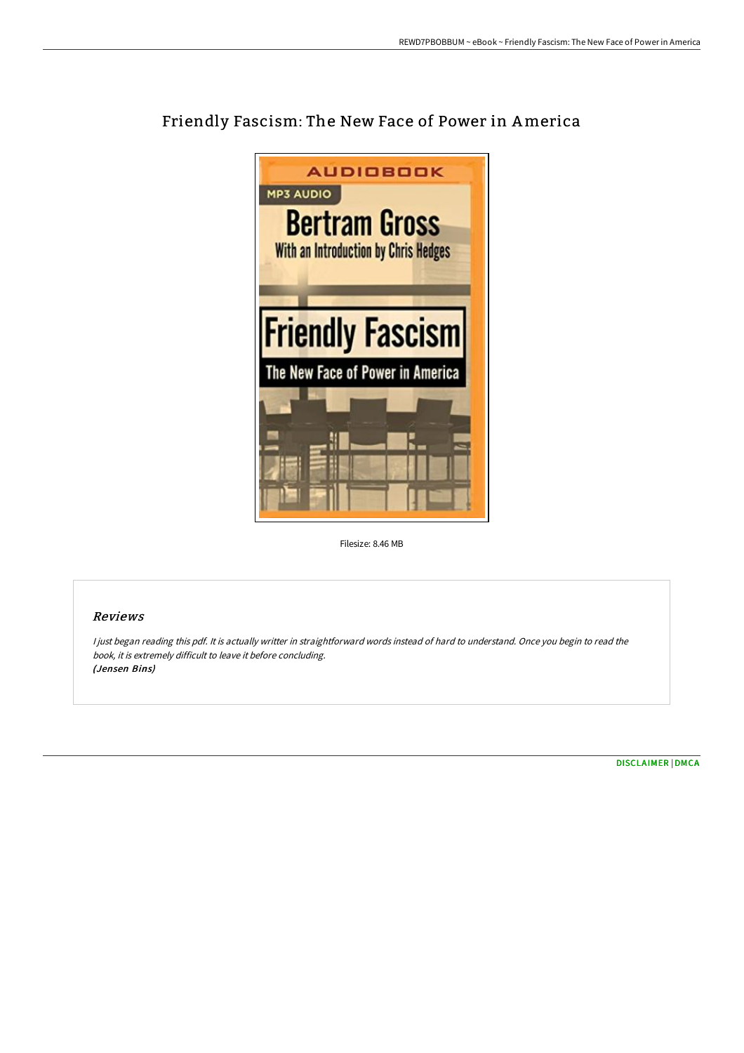# Friendly Fascism: The New Face of Power in America

Filesize: 8.46 MB

## *Reviews*

*I just began reading this pdf. It is actually writter in straightforward words instead of hard to understand. Once you begin to read the book, it is extremely difficult to leave it before concluding.*
*(Jensen Bins)*

DISCLAIMER | DMCA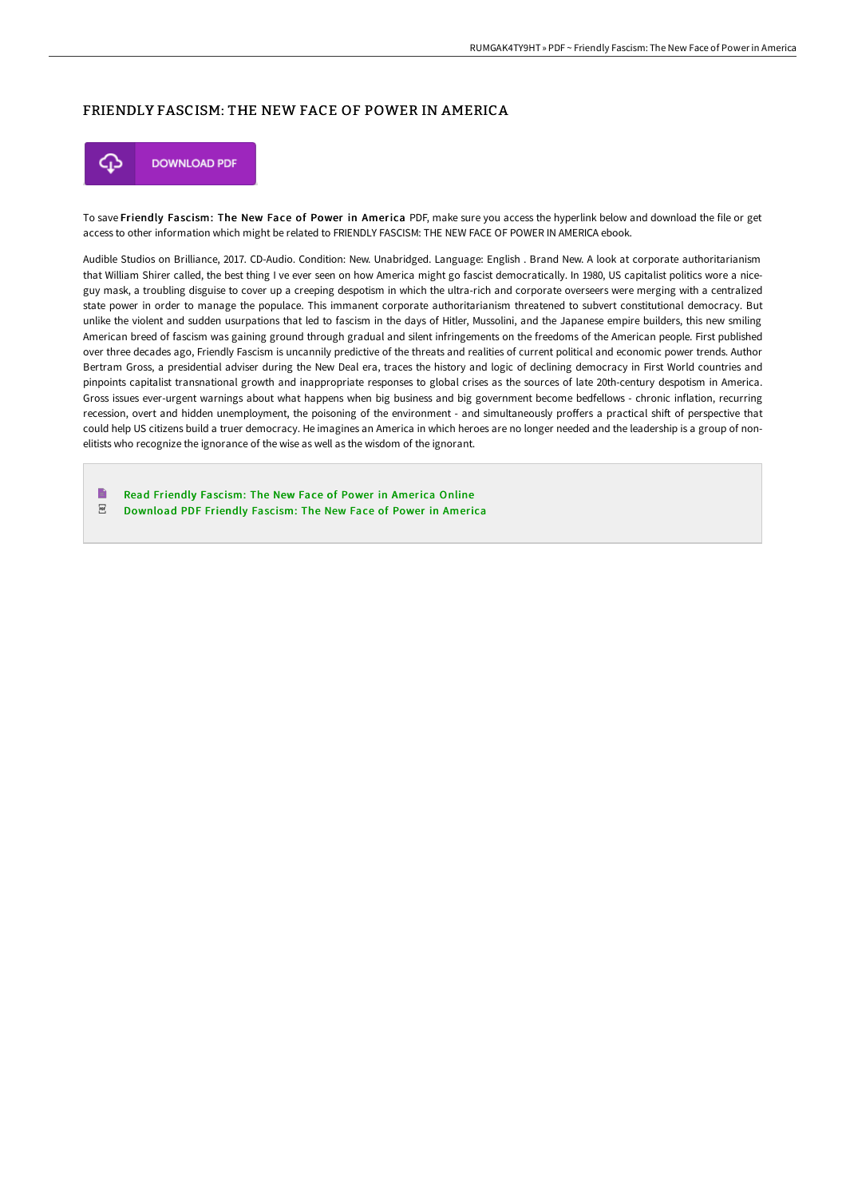## FRIENDLY FASCISM: THE NEW FACE OF POWER IN AMERICA

DOWNLOAD PDF

To save **Friendly Fascism: The New Face of Power in America** PDF, make sure you access the hyperlink below and download the file or get access to other information which might be related to FRIENDLY FASCISM: THE NEW FACE OF POWER IN AMERICA ebook.

Audible Studios on Brilliance, 2017. CD-Audio. Condition: New. Unabridged. Language: English . Brand New. A look at corporate authoritarianism that William Shirer called, the best thing I ve ever seen on how America might go fascist democratically. In 1980, US capitalist politics wore a nice-guy mask, a troubling disguise to cover up a creeping despotism in which the ultra-rich and corporate overseers were merging with a centralized state power in order to manage the populace. This immanent corporate authoritarianism threatened to subvert constitutional democracy. But unlike the violent and sudden usurpations that led to fascism in the days of Hitler, Mussolini, and the Japanese empire builders, this new smiling American breed of fascism was gaining ground through gradual and silent infringements on the freedoms of the American people. First published over three decades ago, Friendly Fascism is uncannily predictive of the threats and realities of current political and economic power trends. Author Bertram Gross, a presidential adviser during the New Deal era, traces the history and logic of declining democracy in First World countries and pinpoints capitalist transnational growth and inappropriate responses to global crises as the sources of late 20th-century despotism in America. Gross issues ever-urgent warnings about what happens when big business and big government become bedfellows - chronic inflation, recurring recession, overt and hidden unemployment, the poisoning of the environment - and simultaneously proffers a practical shift of perspective that could help US citizens build a truer democracy. He imagines an America in which heroes are no longer needed and the leadership is a group of non-elitists who recognize the ignorance of the wise as well as the wisdom of the ignorant.

- Read Friendly Fascism: The New Face of Power in America Online
- Download PDF Friendly Fascism: The New Face of Power in America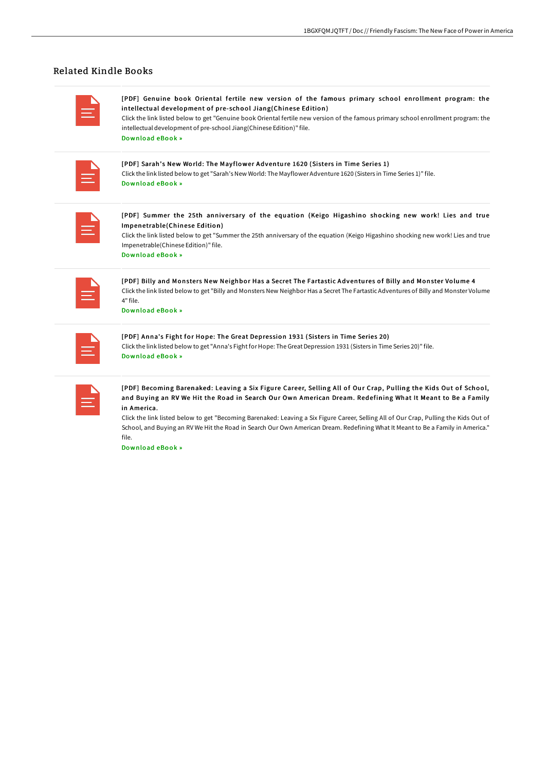## Related Kindle Books

[PDF] Genuine book Oriental fertile new version of the famous primary school enrollment program: the intellectual development of pre-school Jiang(Chinese Edition)

Click the link listed below to get "Genuine book Oriental fertile new version of the famous primary school enrollment program: the intellectual development of pre-school Jiang(Chinese Edition)" file.

Download eBook »

[PDF] Sarah's New World: The Mayflower Adventure 1620 (Sisters in Time Series 1)

Click the link listed below to get "Sarah's New World: The Mayflower Adventure 1620 (Sisters in Time Series 1)" file.

Download eBook »

[PDF] Summer the 25th anniversary of the equation (Keigo Higashino shocking new work! Lies and true Impenetrable(Chinese Edition)

Click the link listed below to get "Summer the 25th anniversary of the equation (Keigo Higashino shocking new work! Lies and true Impenetrable(Chinese Edition)" file.

Download eBook »

[PDF] Billy and Monsters New Neighbor Has a Secret The Fartastic Adventures of Billy and Monster Volume 4

Click the link listed below to get "Billy and Monsters New Neighbor Has a Secret The Fartastic Adventures of Billy and Monster Volume 4" file.

Download eBook »

[PDF] Anna's Fight for Hope: The Great Depression 1931 (Sisters in Time Series 20)

Click the link listed below to get "Anna's Fight for Hope: The Great Depression 1931 (Sisters in Time Series 20)" file.

Download eBook »

[PDF] Becoming Barenaked: Leaving a Six Figure Career, Selling All of Our Crap, Pulling the Kids Out of School, and Buying an RV We Hit the Road in Search Our Own American Dream. Redefining What It Meant to Be a Family in America.

Click the link listed below to get "Becoming Barenaked: Leaving a Six Figure Career, Selling All of Our Crap, Pulling the Kids Out of School, and Buying an RV We Hit the Road in Search Our Own American Dream. Redefining What It Meant to Be a Family in America." file.

Download eBook »